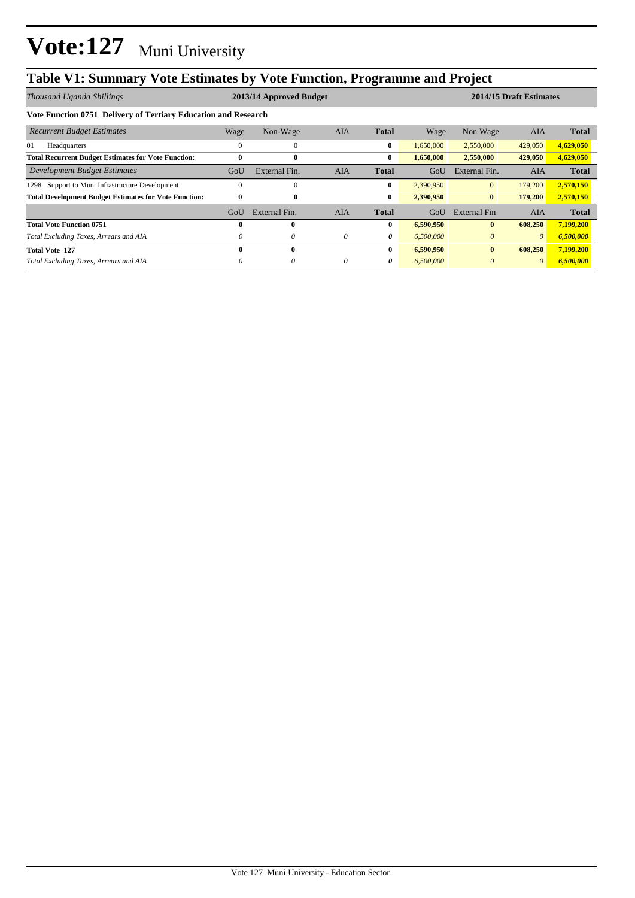# Vote:127 Muni University

## Table V1: Summary Vote Estimates by Vote Function, Programme and Project

| *Thousand Uganda Shillings* | 2013/14 Approved Budget | | | | 2014/15 Draft Estimates | | | |
|---|---|---|---|---|---|---|---|---|
| **Vote Function 0751 Delivery of Tertiary Education and Research** | | | | | | | | |
| *Recurrent Budget Estimates* | Wage | Non-Wage | AIA | **Total** | Wage | Non Wage | AIA | **Total** |
| 01 Headquarters | 0 | 0 | | **0** | 1,650,000 | 2,550,000 | 429,050 | **4,629,050** |
| **Total Recurrent Budget Estimates for Vote Function:** | **0** | **0** | | **0** | **1,650,000** | **2,550,000** | **429,050** | **4,629,050** |
| *Development Budget Estimates* | GoU | External Fin. | AIA | **Total** | GoU | External Fin. | AIA | **Total** |
| 1298 Support to Muni Infrastructure Development | 0 | 0 | | **0** | 2,390,950 | 0 | 179,200 | **2,570,150** |
| **Total Development Budget Estimates for Vote Function:** | **0** | **0** | | **0** | **2,390,950** | **0** | **179,200** | **2,570,150** |
| | GoU | External Fin. | AIA | **Total** | GoU | External Fin | AIA | **Total** |
| **Total Vote Function 0751** | **0** | **0** | | **0** | **6,590,950** | **0** | **608,250** | **7,199,200** |
| *Total Excluding Taxes, Arrears and AIA* | *0* | *0* | *0* | ***0*** | *6,500,000* | *0* | *0* | ***6,500,000*** |
| **Total Vote 127** | **0** | **0** | | **0** | **6,590,950** | **0** | **608,250** | **7,199,200** |
| *Total Excluding Taxes, Arrears and AIA* | *0* | *0* | *0* | ***0*** | *6,500,000* | *0* | *0* | ***6,500,000*** |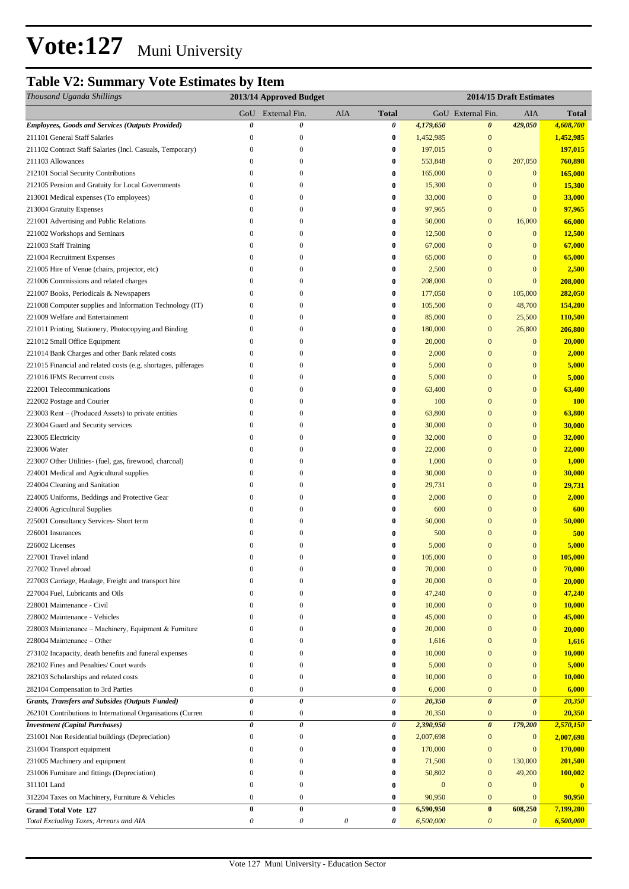# Vote:127 Muni University

## Table V2: Summary Vote Estimates by Item

| *Thousand Uganda Shillings* | 2013/14 Approved Budget | | | | 2014/15 Draft Estimates | | | |
|---|---|---|---|---|---|---|---|---|
| | GoU | External Fin. | AIA | Total | GoU | External Fin. | AIA | Total |
| ***Employees, Goods and Services (Outputs Provided)*** | *0* | *0* | | *0* | *4,179,650* | *0* | *429,050* | *4,608,700* |
| 211101 General Staff Salaries | 0 | 0 | | 0 | 1,452,985 | 0 | | 1,452,985 |
| 211102 Contract Staff Salaries (Incl. Casuals, Temporary) | 0 | 0 | | 0 | 197,015 | 0 | | 197,015 |
| 211103 Allowances | 0 | 0 | | 0 | 553,848 | 0 | 207,050 | 760,898 |
| 212101 Social Security Contributions | 0 | 0 | | 0 | 165,000 | 0 | 0 | 165,000 |
| 212105 Pension and Gratuity for Local Governments | 0 | 0 | | 0 | 15,300 | 0 | 0 | 15,300 |
| 213001 Medical expenses (To employees) | 0 | 0 | | 0 | 33,000 | 0 | 0 | 33,000 |
| 213004 Gratuity Expenses | 0 | 0 | | 0 | 97,965 | 0 | 0 | 97,965 |
| 221001 Advertising and Public Relations | 0 | 0 | | 0 | 50,000 | 0 | 16,000 | 66,000 |
| 221002 Workshops and Seminars | 0 | 0 | | 0 | 12,500 | 0 | 0 | 12,500 |
| 221003 Staff Training | 0 | 0 | | 0 | 67,000 | 0 | 0 | 67,000 |
| 221004 Recruitment Expenses | 0 | 0 | | 0 | 65,000 | 0 | 0 | 65,000 |
| 221005 Hire of Venue (chairs, projector, etc) | 0 | 0 | | 0 | 2,500 | 0 | 0 | 2,500 |
| 221006 Commissions and related charges | 0 | 0 | | 0 | 208,000 | 0 | 0 | 208,000 |
| 221007 Books, Periodicals & Newspapers | 0 | 0 | | 0 | 177,050 | 0 | 105,000 | 282,050 |
| 221008 Computer supplies and Information Technology (IT) | 0 | 0 | | 0 | 105,500 | 0 | 48,700 | 154,200 |
| 221009 Welfare and Entertainment | 0 | 0 | | 0 | 85,000 | 0 | 25,500 | 110,500 |
| 221011 Printing, Stationery, Photocopying and Binding | 0 | 0 | | 0 | 180,000 | 0 | 26,800 | 206,800 |
| 221012 Small Office Equipment | 0 | 0 | | 0 | 20,000 | 0 | 0 | 20,000 |
| 221014 Bank Charges and other Bank related costs | 0 | 0 | | 0 | 2,000 | 0 | 0 | 2,000 |
| 221015 Financial and related costs (e.g. shortages, pilferages | 0 | 0 | | 0 | 5,000 | 0 | 0 | 5,000 |
| 221016 IFMS Recurrent costs | 0 | 0 | | 0 | 5,000 | 0 | 0 | 5,000 |
| 222001 Telecommunications | 0 | 0 | | 0 | 63,400 | 0 | 0 | 63,400 |
| 222002 Postage and Courier | 0 | 0 | | 0 | 100 | 0 | 0 | 100 |
| 223003 Rent – (Produced Assets) to private entities | 0 | 0 | | 0 | 63,800 | 0 | 0 | 63,800 |
| 223004 Guard and Security services | 0 | 0 | | 0 | 30,000 | 0 | 0 | 30,000 |
| 223005 Electricity | 0 | 0 | | 0 | 32,000 | 0 | 0 | 32,000 |
| 223006 Water | 0 | 0 | | 0 | 22,000 | 0 | 0 | 22,000 |
| 223007 Other Utilities- (fuel, gas, firewood, charcoal) | 0 | 0 | | 0 | 1,000 | 0 | 0 | 1,000 |
| 224001 Medical and Agricultural supplies | 0 | 0 | | 0 | 30,000 | 0 | 0 | 30,000 |
| 224004 Cleaning and Sanitation | 0 | 0 | | 0 | 29,731 | 0 | 0 | 29,731 |
| 224005 Uniforms, Beddings and Protective Gear | 0 | 0 | | 0 | 2,000 | 0 | 0 | 2,000 |
| 224006 Agricultural Supplies | 0 | 0 | | 0 | 600 | 0 | 0 | 600 |
| 225001 Consultancy Services- Short term | 0 | 0 | | 0 | 50,000 | 0 | 0 | 50,000 |
| 226001 Insurances | 0 | 0 | | 0 | 500 | 0 | 0 | 500 |
| 226002 Licenses | 0 | 0 | | 0 | 5,000 | 0 | 0 | 5,000 |
| 227001 Travel inland | 0 | 0 | | 0 | 105,000 | 0 | 0 | 105,000 |
| 227002 Travel abroad | 0 | 0 | | 0 | 70,000 | 0 | 0 | 70,000 |
| 227003 Carriage, Haulage, Freight and transport hire | 0 | 0 | | 0 | 20,000 | 0 | 0 | 20,000 |
| 227004 Fuel, Lubricants and Oils | 0 | 0 | | 0 | 47,240 | 0 | 0 | 47,240 |
| 228001 Maintenance - Civil | 0 | 0 | | 0 | 10,000 | 0 | 0 | 10,000 |
| 228002 Maintenance - Vehicles | 0 | 0 | | 0 | 45,000 | 0 | 0 | 45,000 |
| 228003 Maintenance – Machinery, Equipment & Furniture | 0 | 0 | | 0 | 20,000 | 0 | 0 | 20,000 |
| 228004 Maintenance – Other | 0 | 0 | | 0 | 1,616 | 0 | 0 | 1,616 |
| 273102 Incapacity, death benefits and funeral expenses | 0 | 0 | | 0 | 10,000 | 0 | 0 | 10,000 |
| 282102 Fines and Penalties/ Court wards | 0 | 0 | | 0 | 5,000 | 0 | 0 | 5,000 |
| 282103 Scholarships and related costs | 0 | 0 | | 0 | 10,000 | 0 | 0 | 10,000 |
| 282104 Compensation to 3rd Parties | 0 | 0 | | 0 | 6,000 | 0 | 0 | 6,000 |
| ***Grants, Transfers and Subsides (Outputs Funded)*** | *0* | *0* | | *0* | *20,350* | *0* | *0* | *20,350* |
| 262101 Contributions to International Organisations (Curren | 0 | 0 | | 0 | 20,350 | 0 | 0 | 20,350 |
| ***Investment (Capital Purchases)*** | *0* | *0* | | *0* | *2,390,950* | *0* | *179,200* | *2,570,150* |
| 231001 Non Residential buildings (Depreciation) | 0 | 0 | | 0 | 2,007,698 | 0 | 0 | 2,007,698 |
| 231004 Transport equipment | 0 | 0 | | 0 | 170,000 | 0 | 0 | 170,000 |
| 231005 Machinery and equipment | 0 | 0 | | 0 | 71,500 | 0 | 130,000 | 201,500 |
| 231006 Furniture and fittings (Depreciation) | 0 | 0 | | 0 | 50,802 | 0 | 49,200 | 100,002 |
| 311101 Land | 0 | 0 | | 0 | 0 | 0 | 0 | 0 |
| 312204 Taxes on Machinery, Furniture & Vehicles | 0 | 0 | | 0 | 90,950 | 0 | 0 | 90,950 |
| **Grand Total Vote 127** | **0** | **0** | | **0** | **6,590,950** | **0** | **608,250** | **7,199,200** |
| *Total Excluding Taxes, Arrears and AIA* | *0* | *0* | *0* | *0* | *6,500,000* | *0* | *0* | *6,500,000* |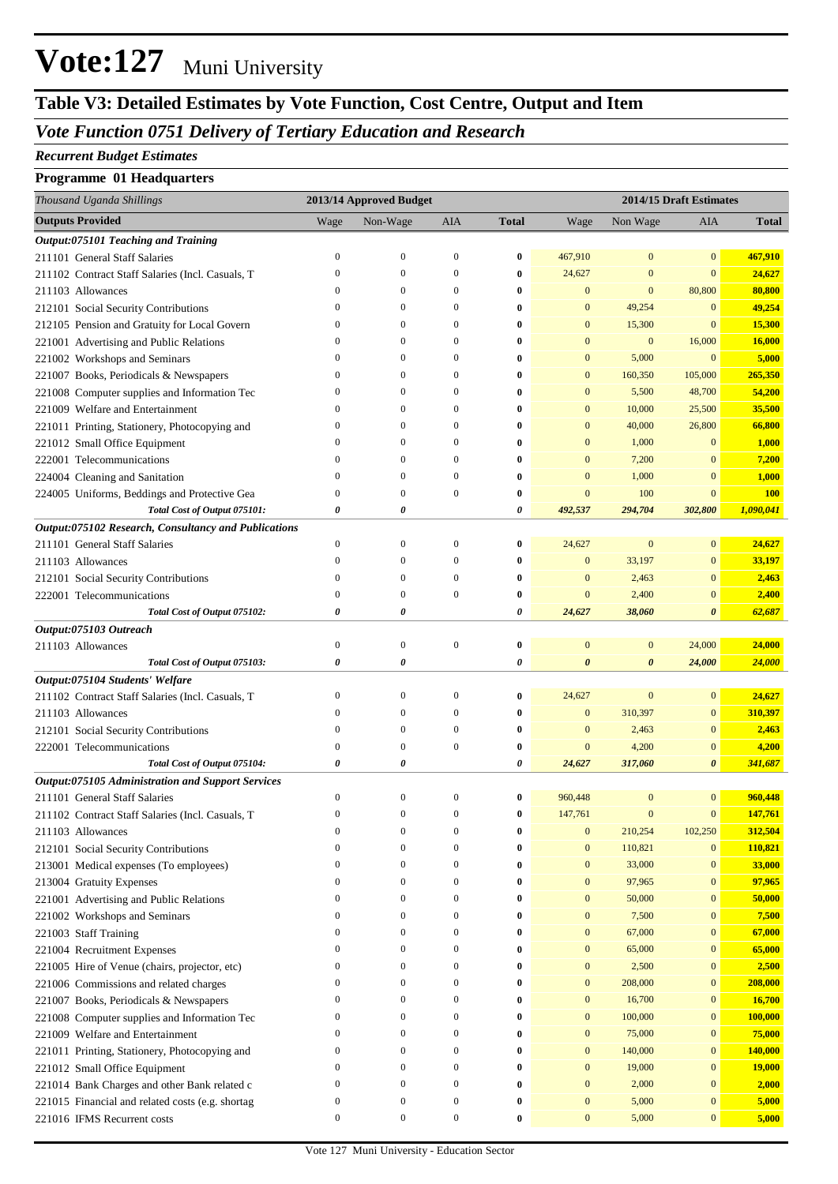# Vote:127 Muni University

## Table V3: Detailed Estimates by Vote Function, Cost Centre, Output and Item

### *Vote Function 0751 Delivery of Tertiary Education and Research*

***Recurrent Budget Estimates***

**Programme 01 Headquarters**

| *Thousand Uganda Shillings* | 2013/14 Approved Budget | | | | 2014/15 Draft Estimates | | | |
|---|---|---|---|---|---|---|---|---|
| **Outputs Provided** | Wage | Non-Wage | AIA | **Total** | Wage | Non Wage | AIA | **Total** |
| ***Output:075101 Teaching and Training*** | | | | | | | | |
| 211101 General Staff Salaries | 0 | 0 | 0 | **0** | 467,910 | 0 | 0 | **467,910** |
| 211102 Contract Staff Salaries (Incl. Casuals, T | 0 | 0 | 0 | **0** | 24,627 | 0 | 0 | **24,627** |
| 211103 Allowances | 0 | 0 | 0 | **0** | 0 | 0 | 80,800 | **80,800** |
| 212101 Social Security Contributions | 0 | 0 | 0 | **0** | 0 | 49,254 | 0 | **49,254** |
| 212105 Pension and Gratuity for Local Govern | 0 | 0 | 0 | **0** | 0 | 15,300 | 0 | **15,300** |
| 221001 Advertising and Public Relations | 0 | 0 | 0 | **0** | 0 | 0 | 16,000 | **16,000** |
| 221002 Workshops and Seminars | 0 | 0 | 0 | **0** | 0 | 5,000 | 0 | **5,000** |
| 221007 Books, Periodicals & Newspapers | 0 | 0 | 0 | **0** | 0 | 160,350 | 105,000 | **265,350** |
| 221008 Computer supplies and Information Tec | 0 | 0 | 0 | **0** | 0 | 5,500 | 48,700 | **54,200** |
| 221009 Welfare and Entertainment | 0 | 0 | 0 | **0** | 0 | 10,000 | 25,500 | **35,500** |
| 221011 Printing, Stationery, Photocopying and | 0 | 0 | 0 | **0** | 0 | 40,000 | 26,800 | **66,800** |
| 221012 Small Office Equipment | 0 | 0 | 0 | **0** | 0 | 1,000 | 0 | **1,000** |
| 222001 Telecommunications | 0 | 0 | 0 | **0** | 0 | 7,200 | 0 | **7,200** |
| 224004 Cleaning and Sanitation | 0 | 0 | 0 | **0** | 0 | 1,000 | 0 | **1,000** |
| 224005 Uniforms, Beddings and Protective Gea | 0 | 0 | 0 | **0** | 0 | 100 | 0 | **100** |
| ***Total Cost of Output 075101:*** | ***0*** | ***0*** | | ***0*** | ***492,537*** | ***294,704*** | ***302,800*** | ***1,090,041*** |
| ***Output:075102 Research, Consultancy and Publications*** | | | | | | | | |
| 211101 General Staff Salaries | 0 | 0 | 0 | **0** | 24,627 | 0 | 0 | **24,627** |
| 211103 Allowances | 0 | 0 | 0 | **0** | 0 | 33,197 | 0 | **33,197** |
| 212101 Social Security Contributions | 0 | 0 | 0 | **0** | 0 | 2,463 | 0 | **2,463** |
| 222001 Telecommunications | 0 | 0 | 0 | **0** | 0 | 2,400 | 0 | **2,400** |
| ***Total Cost of Output 075102:*** | ***0*** | ***0*** | | ***0*** | ***24,627*** | ***38,060*** | ***0*** | ***62,687*** |
| ***Output:075103 Outreach*** | | | | | | | | |
| 211103 Allowances | 0 | 0 | 0 | **0** | 0 | 0 | 24,000 | **24,000** |
| ***Total Cost of Output 075103:*** | ***0*** | ***0*** | | ***0*** | ***0*** | ***0*** | ***24,000*** | ***24,000*** |
| ***Output:075104 Students' Welfare*** | | | | | | | | |
| 211102 Contract Staff Salaries (Incl. Casuals, T | 0 | 0 | 0 | **0** | 24,627 | 0 | 0 | **24,627** |
| 211103 Allowances | 0 | 0 | 0 | **0** | 0 | 310,397 | 0 | **310,397** |
| 212101 Social Security Contributions | 0 | 0 | 0 | **0** | 0 | 2,463 | 0 | **2,463** |
| 222001 Telecommunications | 0 | 0 | 0 | **0** | 0 | 4,200 | 0 | **4,200** |
| ***Total Cost of Output 075104:*** | ***0*** | ***0*** | | ***0*** | ***24,627*** | ***317,060*** | ***0*** | ***341,687*** |
| ***Output:075105 Administration and Support Services*** | | | | | | | | |
| 211101 General Staff Salaries | 0 | 0 | 0 | **0** | 960,448 | 0 | 0 | **960,448** |
| 211102 Contract Staff Salaries (Incl. Casuals, T | 0 | 0 | 0 | **0** | 147,761 | 0 | 0 | **147,761** |
| 211103 Allowances | 0 | 0 | 0 | **0** | 0 | 210,254 | 102,250 | **312,504** |
| 212101 Social Security Contributions | 0 | 0 | 0 | **0** | 0 | 110,821 | 0 | **110,821** |
| 213001 Medical expenses (To employees) | 0 | 0 | 0 | **0** | 0 | 33,000 | 0 | **33,000** |
| 213004 Gratuity Expenses | 0 | 0 | 0 | **0** | 0 | 97,965 | 0 | **97,965** |
| 221001 Advertising and Public Relations | 0 | 0 | 0 | **0** | 0 | 50,000 | 0 | **50,000** |
| 221002 Workshops and Seminars | 0 | 0 | 0 | **0** | 0 | 7,500 | 0 | **7,500** |
| 221003 Staff Training | 0 | 0 | 0 | **0** | 0 | 67,000 | 0 | **67,000** |
| 221004 Recruitment Expenses | 0 | 0 | 0 | **0** | 0 | 65,000 | 0 | **65,000** |
| 221005 Hire of Venue (chairs, projector, etc) | 0 | 0 | 0 | **0** | 0 | 2,500 | 0 | **2,500** |
| 221006 Commissions and related charges | 0 | 0 | 0 | **0** | 0 | 208,000 | 0 | **208,000** |
| 221007 Books, Periodicals & Newspapers | 0 | 0 | 0 | **0** | 0 | 16,700 | 0 | **16,700** |
| 221008 Computer supplies and Information Tec | 0 | 0 | 0 | **0** | 0 | 100,000 | 0 | **100,000** |
| 221009 Welfare and Entertainment | 0 | 0 | 0 | **0** | 0 | 75,000 | 0 | **75,000** |
| 221011 Printing, Stationery, Photocopying and | 0 | 0 | 0 | **0** | 0 | 140,000 | 0 | **140,000** |
| 221012 Small Office Equipment | 0 | 0 | 0 | **0** | 0 | 19,000 | 0 | **19,000** |
| 221014 Bank Charges and other Bank related c | 0 | 0 | 0 | **0** | 0 | 2,000 | 0 | **2,000** |
| 221015 Financial and related costs (e.g. shortag | 0 | 0 | 0 | **0** | 0 | 5,000 | 0 | **5,000** |
| 221016 IFMS Recurrent costs | 0 | 0 | 0 | **0** | 0 | 5,000 | 0 | **5,000** |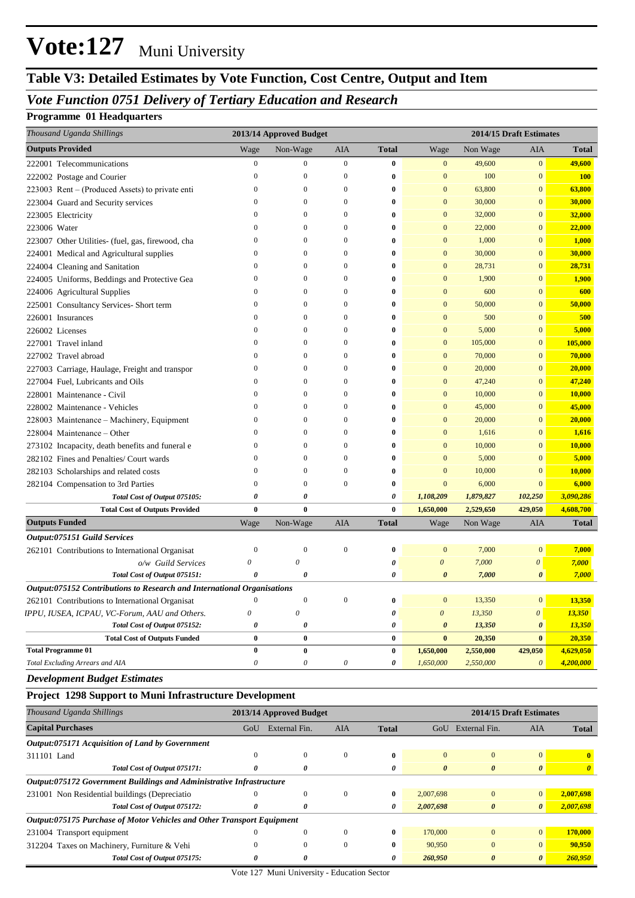# Vote:127 Muni University

## Table V3: Detailed Estimates by Vote Function, Cost Centre, Output and Item

### *Vote Function 0751 Delivery of Tertiary Education and Research*

#### Programme 01 Headquarters

| *Thousand Uganda Shillings* | 2013/14 Approved Budget | | | | 2014/15 Draft Estimates | | | |
|---|---|---|---|---|---|---|---|---|
| **Outputs Provided** | Wage | Non-Wage | AIA | **Total** | Wage | Non Wage | AIA | **Total** |
| 222001 Telecommunications | 0 | 0 | 0 | **0** | 0 | 49,600 | 0 | **49,600** |
| 222002 Postage and Courier | 0 | 0 | 0 | **0** | 0 | 100 | 0 | **100** |
| 223003 Rent – (Produced Assets) to private enti | 0 | 0 | 0 | **0** | 0 | 63,800 | 0 | **63,800** |
| 223004 Guard and Security services | 0 | 0 | 0 | **0** | 0 | 30,000 | 0 | **30,000** |
| 223005 Electricity | 0 | 0 | 0 | **0** | 0 | 32,000 | 0 | **32,000** |
| 223006 Water | 0 | 0 | 0 | **0** | 0 | 22,000 | 0 | **22,000** |
| 223007 Other Utilities- (fuel, gas, firewood, cha | 0 | 0 | 0 | **0** | 0 | 1,000 | 0 | **1,000** |
| 224001 Medical and Agricultural supplies | 0 | 0 | 0 | **0** | 0 | 30,000 | 0 | **30,000** |
| 224004 Cleaning and Sanitation | 0 | 0 | 0 | **0** | 0 | 28,731 | 0 | **28,731** |
| 224005 Uniforms, Beddings and Protective Gea | 0 | 0 | 0 | **0** | 0 | 1,900 | 0 | **1,900** |
| 224006 Agricultural Supplies | 0 | 0 | 0 | **0** | 0 | 600 | 0 | **600** |
| 225001 Consultancy Services- Short term | 0 | 0 | 0 | **0** | 0 | 50,000 | 0 | **50,000** |
| 226001 Insurances | 0 | 0 | 0 | **0** | 0 | 500 | 0 | **500** |
| 226002 Licenses | 0 | 0 | 0 | **0** | 0 | 5,000 | 0 | **5,000** |
| 227001 Travel inland | 0 | 0 | 0 | **0** | 0 | 105,000 | 0 | **105,000** |
| 227002 Travel abroad | 0 | 0 | 0 | **0** | 0 | 70,000 | 0 | **70,000** |
| 227003 Carriage, Haulage, Freight and transpor | 0 | 0 | 0 | **0** | 0 | 20,000 | 0 | **20,000** |
| 227004 Fuel, Lubricants and Oils | 0 | 0 | 0 | **0** | 0 | 47,240 | 0 | **47,240** |
| 228001 Maintenance - Civil | 0 | 0 | 0 | **0** | 0 | 10,000 | 0 | **10,000** |
| 228002 Maintenance - Vehicles | 0 | 0 | 0 | **0** | 0 | 45,000 | 0 | **45,000** |
| 228003 Maintenance – Machinery, Equipment | 0 | 0 | 0 | **0** | 0 | 20,000 | 0 | **20,000** |
| 228004 Maintenance – Other | 0 | 0 | 0 | **0** | 0 | 1,616 | 0 | **1,616** |
| 273102 Incapacity, death benefits and funeral e | 0 | 0 | 0 | **0** | 0 | 10,000 | 0 | **10,000** |
| 282102 Fines and Penalties/ Court wards | 0 | 0 | 0 | **0** | 0 | 5,000 | 0 | **5,000** |
| 282103 Scholarships and related costs | 0 | 0 | 0 | **0** | 0 | 10,000 | 0 | **10,000** |
| 282104 Compensation to 3rd Parties | 0 | 0 | 0 | **0** | 0 | 6,000 | 0 | **6,000** |
| ***Total Cost of Output 075105:*** | ***0*** | ***0*** | | ***0*** | ***1,108,209*** | ***1,879,827*** | ***102,250*** | ***3,090,286*** |
| **Total Cost of Outputs Provided** | **0** | **0** | | **0** | **1,650,000** | **2,529,650** | **429,050** | **4,608,700** |
| **Outputs Funded** | Wage | Non-Wage | AIA | **Total** | Wage | Non Wage | AIA | **Total** |
| ***Output:075151 Guild Services*** | | | | | | | | |
| 262101 Contributions to International Organisat | 0 | 0 | 0 | **0** | 0 | 7,000 | 0 | **7,000** |
| *o/w Guild Services* | *0* | *0* | | *0* | *0* | *7,000* | *0* | *7,000* |
| ***Total Cost of Output 075151:*** | ***0*** | ***0*** | | ***0*** | ***0*** | ***7,000*** | ***0*** | ***7,000*** |
| ***Output:075152 Contributions to Research and International Organisations*** | | | | | | | | |
| 262101 Contributions to International Organisat | 0 | 0 | 0 | **0** | 0 | 13,350 | 0 | **13,350** |
| *IPPU, IUSEA, ICPAU, VC-Forum, AAU and Others.* | *0* | *0* | | *0* | *0* | *13,350* | *0* | *13,350* |
| ***Total Cost of Output 075152:*** | ***0*** | ***0*** | | ***0*** | ***0*** | ***13,350*** | ***0*** | ***13,350*** |
| **Total Cost of Outputs Funded** | **0** | **0** | | **0** | **0** | **20,350** | **0** | **20,350** |
| **Total Programme 01** | **0** | **0** | | **0** | **1,650,000** | **2,550,000** | **429,050** | **4,629,050** |
| *Total Excluding Arrears and AIA* | *0* | *0* | *0* | *0* | *1,650,000* | *2,550,000* | *0* | *4,200,000* |

### *Development Budget Estimates*

#### Project 1298 Support to Muni Infrastructure Development

| *Thousand Uganda Shillings* | 2013/14 Approved Budget | | | | 2014/15 Draft Estimates | | | |
|---|---|---|---|---|---|---|---|---|
| **Capital Purchases** | GoU | External Fin. | AIA | **Total** | GoU | External Fin. | AIA | **Total** |
| ***Output:075171 Acquisition of Land by Government*** | | | | | | | | |
| 311101 Land | 0 | 0 | 0 | **0** | 0 | 0 | 0 | **0** |
| ***Total Cost of Output 075171:*** | ***0*** | ***0*** | | ***0*** | ***0*** | ***0*** | ***0*** | ***0*** |
| ***Output:075172 Government Buildings and Administrative Infrastructure*** | | | | | | | | |
| 231001 Non Residential buildings (Depreciatio | 0 | 0 | 0 | **0** | 2,007,698 | 0 | 0 | **2,007,698** |
| ***Total Cost of Output 075172:*** | ***0*** | ***0*** | | ***0*** | ***2,007,698*** | ***0*** | ***0*** | ***2,007,698*** |
| ***Output:075175 Purchase of Motor Vehicles and Other Transport Equipment*** | | | | | | | | |
| 231004 Transport equipment | 0 | 0 | 0 | **0** | 170,000 | 0 | 0 | **170,000** |
| 312204 Taxes on Machinery, Furniture & Vehi | 0 | 0 | 0 | **0** | 90,950 | 0 | 0 | **90,950** |
| ***Total Cost of Output 075175:*** | ***0*** | ***0*** | | ***0*** | ***260,950*** | ***0*** | ***0*** | ***260,950*** |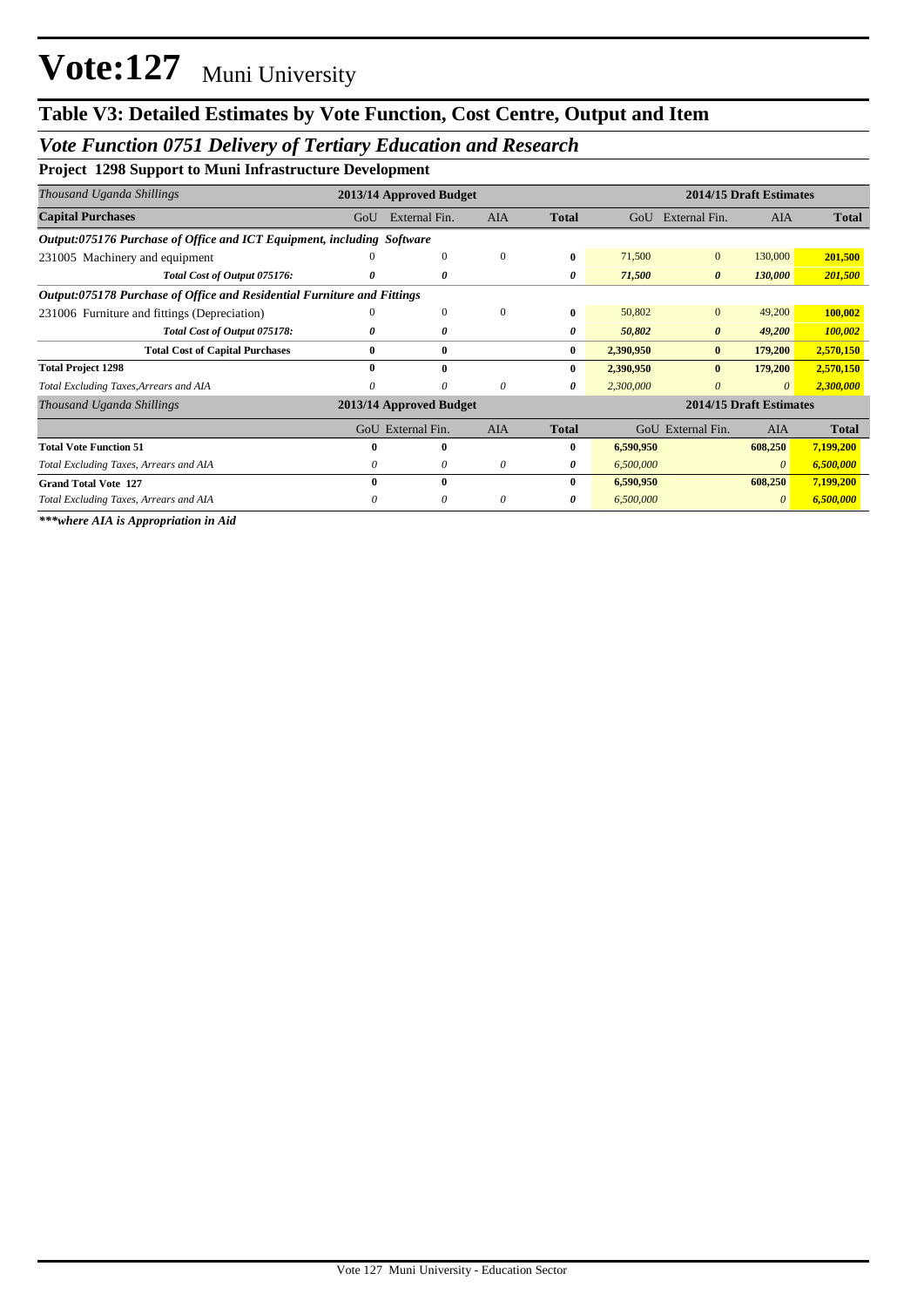# Vote:127 Muni University

## Table V3: Detailed Estimates by Vote Function, Cost Centre, Output and Item

### *Vote Function 0751 Delivery of Tertiary Education and Research*

**Project 1298 Support to Muni Infrastructure Development**

| *Thousand Uganda Shillings* | 2013/14 Approved Budget | | | | 2014/15 Draft Estimates | | | |
|---|---|---|---|---|---|---|---|---|
| **Capital Purchases** | GoU | External Fin. | AIA | **Total** | GoU | External Fin. | AIA | **Total** |
| ***Output:075176 Purchase of Office and ICT Equipment, including Software*** | | | | | | | | |
| 231005 Machinery and equipment | 0 | 0 | 0 | **0** | 71,500 | 0 | 130,000 | **201,500** |
| ***Total Cost of Output 075176:*** | ***0*** | ***0*** | | ***0*** | ***71,500*** | ***0*** | ***130,000*** | ***201,500*** |
| ***Output:075178 Purchase of Office and Residential Furniture and Fittings*** | | | | | | | | |
| 231006 Furniture and fittings (Depreciation) | 0 | 0 | 0 | **0** | 50,802 | 0 | 49,200 | **100,002** |
| ***Total Cost of Output 075178:*** | ***0*** | ***0*** | | ***0*** | ***50,802*** | ***0*** | ***49,200*** | ***100,002*** |
| **Total Cost of Capital Purchases** | **0** | **0** | | **0** | **2,390,950** | **0** | **179,200** | **2,570,150** |
| **Total Project 1298** | **0** | **0** | | **0** | **2,390,950** | **0** | **179,200** | **2,570,150** |
| *Total Excluding Taxes,Arrears and AIA* | *0* | *0* | *0* | ***0*** | *2,300,000* | *0* | *0* | ***2,300,000*** |

| *Thousand Uganda Shillings* | 2013/14 Approved Budget | | | | 2014/15 Draft Estimates | | | |
|---|---|---|---|---|---|---|---|---|
| | GoU | External Fin. | AIA | **Total** | GoU | External Fin. | AIA | **Total** |
| **Total Vote Function 51** | **0** | **0** | | **0** | **6,590,950** | | **608,250** | **7,199,200** |
| *Total Excluding Taxes, Arrears and AIA* | *0* | *0* | *0* | ***0*** | *6,500,000* | | *0* | ***6,500,000*** |
| **Grand Total Vote 127** | **0** | **0** | | **0** | **6,590,950** | | **608,250** | **7,199,200** |
| *Total Excluding Taxes, Arrears and AIA* | *0* | *0* | *0* | ***0*** | *6,500,000* | | *0* | ***6,500,000*** |

***\*\*\*where AIA is Appropriation in Aid***